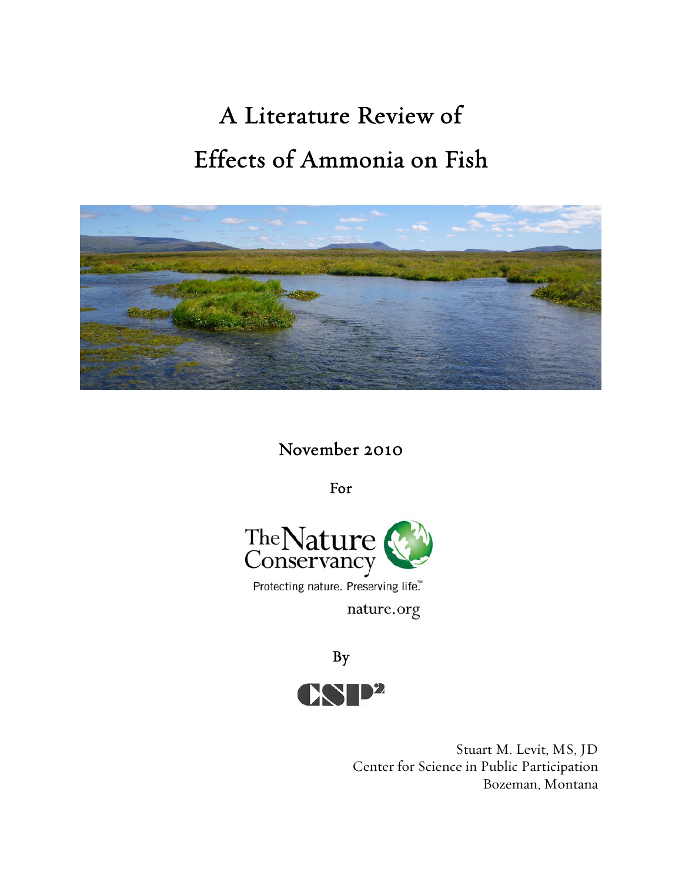# A Literature Review of Effects of Ammonia on Fish

November 2010

For

The Nature Conservancy

Protecting nature. Preserving life.™

nature.org

By

CSP²

Stuart M. Levit, MS, JD
Center for Science in Public Participation
Bozeman, Montana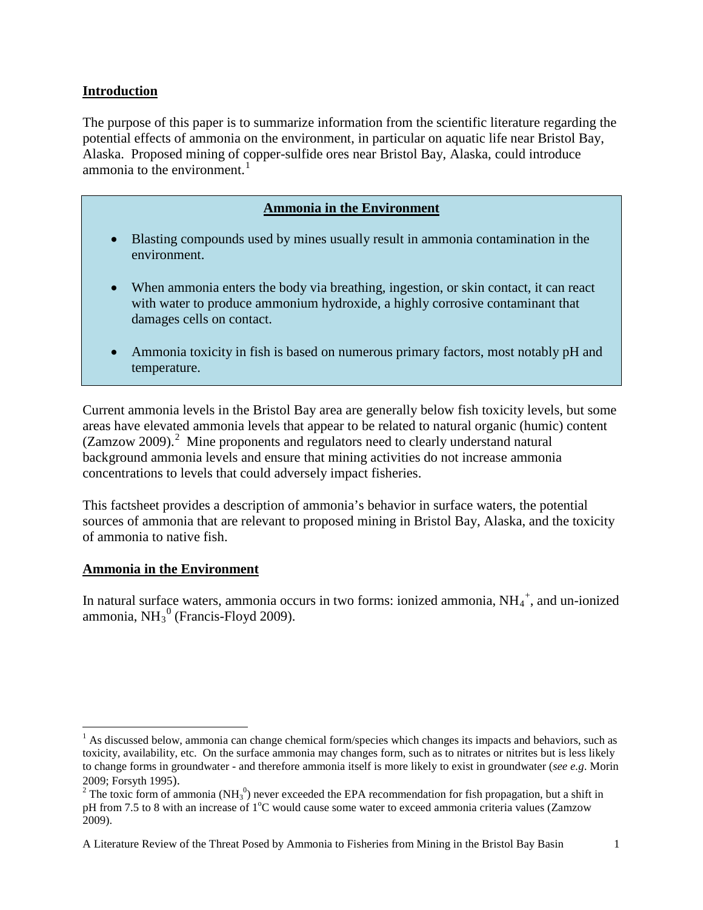## Introduction

The purpose of this paper is to summarize information from the scientific literature regarding the potential effects of ammonia on the environment, in particular on aquatic life near Bristol Bay, Alaska. Proposed mining of copper-sulfide ores near Bristol Bay, Alaska, could introduce ammonia to the environment.[1]

> **Ammonia in the Environment**
>
> - Blasting compounds used by mines usually result in ammonia contamination in the environment.
> - When ammonia enters the body via breathing, ingestion, or skin contact, it can react with water to produce ammonium hydroxide, a highly corrosive contaminant that damages cells on contact.
> - Ammonia toxicity in fish is based on numerous primary factors, most notably pH and temperature.

Current ammonia levels in the Bristol Bay area are generally below fish toxicity levels, but some areas have elevated ammonia levels that appear to be related to natural organic (humic) content (Zamzow 2009).[2] Mine proponents and regulators need to clearly understand natural background ammonia levels and ensure that mining activities do not increase ammonia concentrations to levels that could adversely impact fisheries.

This factsheet provides a description of ammonia's behavior in surface waters, the potential sources of ammonia that are relevant to proposed mining in Bristol Bay, Alaska, and the toxicity of ammonia to native fish.

## Ammonia in the Environment

In natural surface waters, ammonia occurs in two forms: ionized ammonia, $NH_4^+$, and un-ionized ammonia, $NH_3^0$ (Francis-Floyd 2009).

---

[1] As discussed below, ammonia can change chemical form/species which changes its impacts and behaviors, such as toxicity, availability, etc. On the surface ammonia may changes form, such as to nitrates or nitrites but is less likely to change forms in groundwater - and therefore ammonia itself is more likely to exist in groundwater (*see e.g*. Morin 2009; Forsyth 1995).

[2] The toxic form of ammonia ($NH_3^0$) never exceeded the EPA recommendation for fish propagation, but a shift in pH from 7.5 to 8 with an increase of 1°C would cause some water to exceed ammonia criteria values (Zamzow 2009).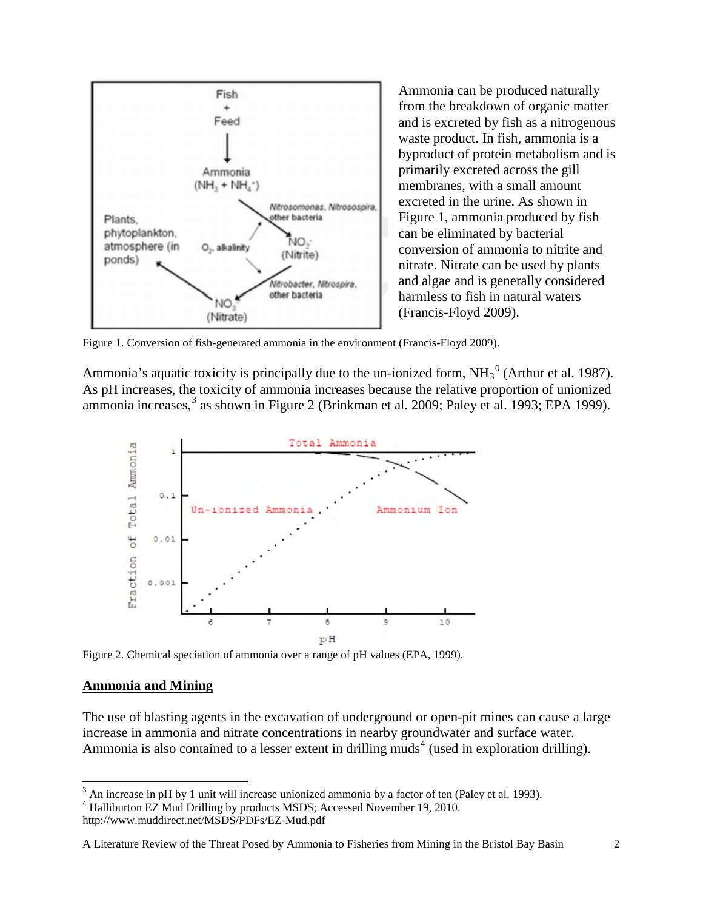Ammonia can be produced naturally from the breakdown of organic matter and is excreted by fish as a nitrogenous waste product. In fish, ammonia is a byproduct of protein metabolism and is primarily excreted across the gill membranes, with a small amount excreted in the urine. As shown in Figure 1, ammonia produced by fish can be eliminated by bacterial conversion of ammonia to nitrite and nitrate. Nitrate can be used by plants and algae and is generally considered harmless to fish in natural waters (Francis-Floyd 2009).

Figure 1. Conversion of fish-generated ammonia in the environment (Francis-Floyd 2009).

Ammonia's aquatic toxicity is principally due to the un-ionized form, $NH_3^0$ (Arthur et al. 1987). As pH increases, the toxicity of ammonia increases because the relative proportion of unionized ammonia increases,[3] as shown in Figure 2 (Brinkman et al. 2009; Paley et al. 1993; EPA 1999).

Figure 2. Chemical speciation of ammonia over a range of pH values (EPA, 1999).

## Ammonia and Mining

The use of blasting agents in the excavation of underground or open-pit mines can cause a large increase in ammonia and nitrate concentrations in nearby groundwater and surface water. Ammonia is also contained to a lesser extent in drilling muds[4] (used in exploration drilling).

---

[3] An increase in pH by 1 unit will increase unionized ammonia by a factor of ten (Paley et al. 1993).

[4] Halliburton EZ Mud Drilling by products MSDS; Accessed November 19, 2010. http://www.muddirect.net/MSDS/PDFs/EZ-Mud.pdf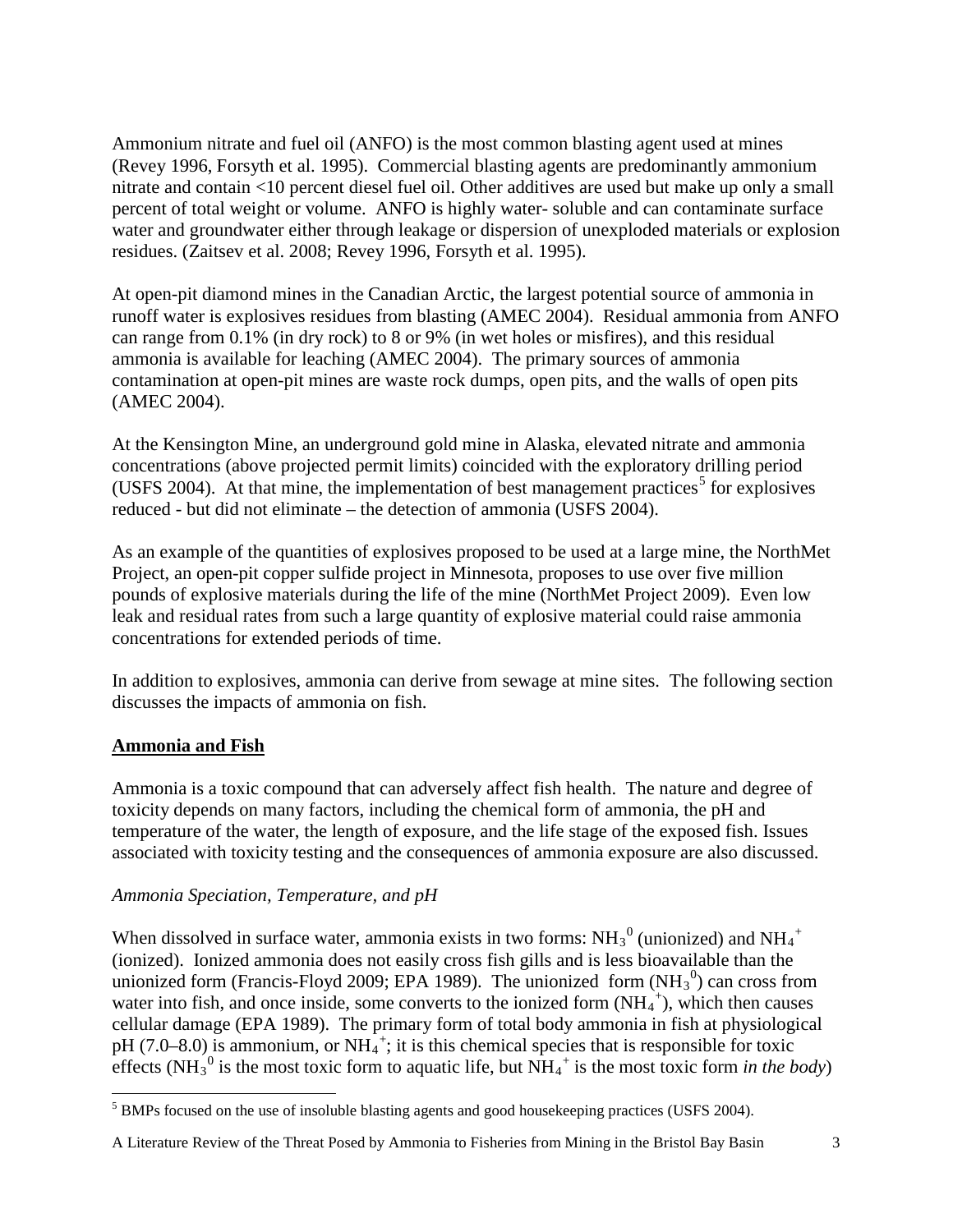Ammonium nitrate and fuel oil (ANFO) is the most common blasting agent used at mines (Revey 1996, Forsyth et al. 1995). Commercial blasting agents are predominantly ammonium nitrate and contain <10 percent diesel fuel oil. Other additives are used but make up only a small percent of total weight or volume. ANFO is highly water- soluble and can contaminate surface water and groundwater either through leakage or dispersion of unexploded materials or explosion residues. (Zaitsev et al. 2008; Revey 1996, Forsyth et al. 1995).

At open-pit diamond mines in the Canadian Arctic, the largest potential source of ammonia in runoff water is explosives residues from blasting (AMEC 2004). Residual ammonia from ANFO can range from 0.1% (in dry rock) to 8 or 9% (in wet holes or misfires), and this residual ammonia is available for leaching (AMEC 2004). The primary sources of ammonia contamination at open-pit mines are waste rock dumps, open pits, and the walls of open pits (AMEC 2004).

At the Kensington Mine, an underground gold mine in Alaska, elevated nitrate and ammonia concentrations (above projected permit limits) coincided with the exploratory drilling period (USFS 2004). At that mine, the implementation of best management practices[5] for explosives reduced - but did not eliminate – the detection of ammonia (USFS 2004).

As an example of the quantities of explosives proposed to be used at a large mine, the NorthMet Project, an open-pit copper sulfide project in Minnesota, proposes to use over five million pounds of explosive materials during the life of the mine (NorthMet Project 2009). Even low leak and residual rates from such a large quantity of explosive material could raise ammonia concentrations for extended periods of time.

In addition to explosives, ammonia can derive from sewage at mine sites. The following section discusses the impacts of ammonia on fish.

## Ammonia and Fish

Ammonia is a toxic compound that can adversely affect fish health. The nature and degree of toxicity depends on many factors, including the chemical form of ammonia, the pH and temperature of the water, the length of exposure, and the life stage of the exposed fish. Issues associated with toxicity testing and the consequences of ammonia exposure are also discussed.

### *Ammonia Speciation, Temperature, and pH*

When dissolved in surface water, ammonia exists in two forms: $NH_3^0$ (unionized) and $NH_4^+$ (ionized). Ionized ammonia does not easily cross fish gills and is less bioavailable than the unionized form (Francis-Floyd 2009; EPA 1989). The unionized form ($NH_3^0$) can cross from water into fish, and once inside, some converts to the ionized form ($NH_4^+$), which then causes cellular damage (EPA 1989). The primary form of total body ammonia in fish at physiological pH (7.0–8.0) is ammonium, or $NH_4^+$; it is this chemical species that is responsible for toxic effects ($NH_3^0$ is the most toxic form to aquatic life, but $NH_4^+$ is the most toxic form *in the body*)

[5] BMPs focused on the use of insoluble blasting agents and good housekeeping practices (USFS 2004).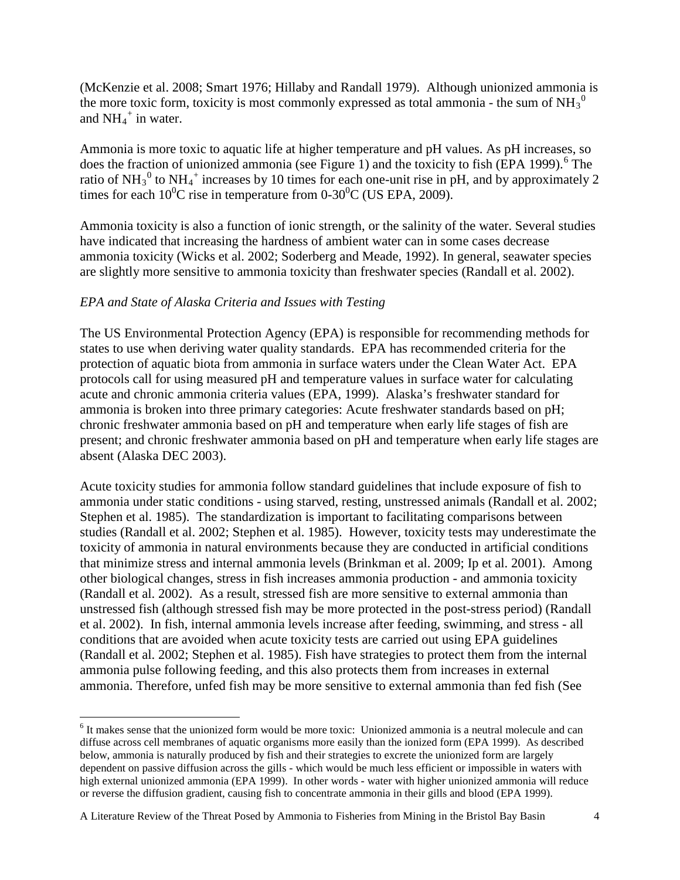(McKenzie et al. 2008; Smart 1976; Hillaby and Randall 1979). Although unionized ammonia is the more toxic form, toxicity is most commonly expressed as total ammonia - the sum of $NH_3^0$ and $NH_4^+$ in water.

Ammonia is more toxic to aquatic life at higher temperature and pH values. As pH increases, so does the fraction of unionized ammonia (see Figure 1) and the toxicity to fish (EPA 1999).[6] The ratio of $NH_3^0$ to $NH_4^+$ increases by 10 times for each one-unit rise in pH, and by approximately 2 times for each $10^0$C rise in temperature from 0-$30^0$C (US EPA, 2009).

Ammonia toxicity is also a function of ionic strength, or the salinity of the water. Several studies have indicated that increasing the hardness of ambient water can in some cases decrease ammonia toxicity (Wicks et al. 2002; Soderberg and Meade, 1992). In general, seawater species are slightly more sensitive to ammonia toxicity than freshwater species (Randall et al. 2002).

### *EPA and State of Alaska Criteria and Issues with Testing*

The US Environmental Protection Agency (EPA) is responsible for recommending methods for states to use when deriving water quality standards. EPA has recommended criteria for the protection of aquatic biota from ammonia in surface waters under the Clean Water Act. EPA protocols call for using measured pH and temperature values in surface water for calculating acute and chronic ammonia criteria values (EPA, 1999). Alaska's freshwater standard for ammonia is broken into three primary categories: Acute freshwater standards based on pH; chronic freshwater ammonia based on pH and temperature when early life stages of fish are present; and chronic freshwater ammonia based on pH and temperature when early life stages are absent (Alaska DEC 2003).

Acute toxicity studies for ammonia follow standard guidelines that include exposure of fish to ammonia under static conditions - using starved, resting, unstressed animals (Randall et al. 2002; Stephen et al. 1985). The standardization is important to facilitating comparisons between studies (Randall et al. 2002; Stephen et al. 1985). However, toxicity tests may underestimate the toxicity of ammonia in natural environments because they are conducted in artificial conditions that minimize stress and internal ammonia levels (Brinkman et al. 2009; Ip et al. 2001). Among other biological changes, stress in fish increases ammonia production - and ammonia toxicity (Randall et al. 2002). As a result, stressed fish are more sensitive to external ammonia than unstressed fish (although stressed fish may be more protected in the post-stress period) (Randall et al. 2002). In fish, internal ammonia levels increase after feeding, swimming, and stress - all conditions that are avoided when acute toxicity tests are carried out using EPA guidelines (Randall et al. 2002; Stephen et al. 1985). Fish have strategies to protect them from the internal ammonia pulse following feeding, and this also protects them from increases in external ammonia. Therefore, unfed fish may be more sensitive to external ammonia than fed fish (See

---

[6] It makes sense that the unionized form would be more toxic: Unionized ammonia is a neutral molecule and can diffuse across cell membranes of aquatic organisms more easily than the ionized form (EPA 1999). As described below, ammonia is naturally produced by fish and their strategies to excrete the unionized form are largely dependent on passive diffusion across the gills - which would be much less efficient or impossible in waters with high external unionized ammonia (EPA 1999). In other words - water with higher unionized ammonia will reduce or reverse the diffusion gradient, causing fish to concentrate ammonia in their gills and blood (EPA 1999).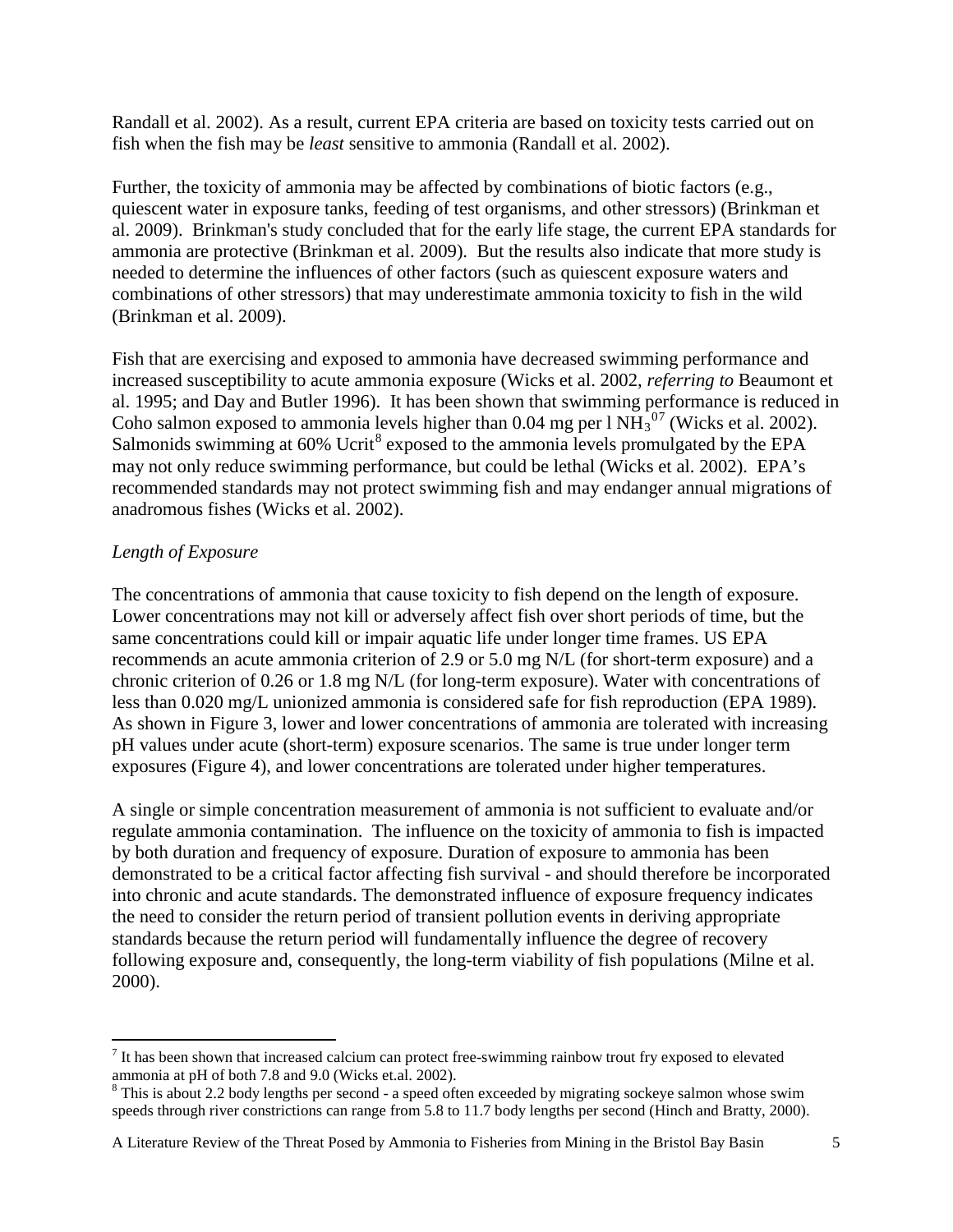Randall et al. 2002). As a result, current EPA criteria are based on toxicity tests carried out on fish when the fish may be *least* sensitive to ammonia (Randall et al. 2002).

Further, the toxicity of ammonia may be affected by combinations of biotic factors (e.g., quiescent water in exposure tanks, feeding of test organisms, and other stressors) (Brinkman et al. 2009). Brinkman's study concluded that for the early life stage, the current EPA standards for ammonia are protective (Brinkman et al. 2009). But the results also indicate that more study is needed to determine the influences of other factors (such as quiescent exposure waters and combinations of other stressors) that may underestimate ammonia toxicity to fish in the wild (Brinkman et al. 2009).

Fish that are exercising and exposed to ammonia have decreased swimming performance and increased susceptibility to acute ammonia exposure (Wicks et al. 2002, *referring to* Beaumont et al. 1995; and Day and Butler 1996). It has been shown that swimming performance is reduced in Coho salmon exposed to ammonia levels higher than 0.04 mg per l $NH_3$[07] (Wicks et al. 2002). Salmonids swimming at 60% Ucrit[8] exposed to the ammonia levels promulgated by the EPA may not only reduce swimming performance, but could be lethal (Wicks et al. 2002). EPA's recommended standards may not protect swimming fish and may endanger annual migrations of anadromous fishes (Wicks et al. 2002).

*Length of Exposure*

The concentrations of ammonia that cause toxicity to fish depend on the length of exposure. Lower concentrations may not kill or adversely affect fish over short periods of time, but the same concentrations could kill or impair aquatic life under longer time frames. US EPA recommends an acute ammonia criterion of 2.9 or 5.0 mg N/L (for short-term exposure) and a chronic criterion of 0.26 or 1.8 mg N/L (for long-term exposure). Water with concentrations of less than 0.020 mg/L unionized ammonia is considered safe for fish reproduction (EPA 1989). As shown in Figure 3, lower and lower concentrations of ammonia are tolerated with increasing pH values under acute (short-term) exposure scenarios. The same is true under longer term exposures (Figure 4), and lower concentrations are tolerated under higher temperatures.

A single or simple concentration measurement of ammonia is not sufficient to evaluate and/or regulate ammonia contamination. The influence on the toxicity of ammonia to fish is impacted by both duration and frequency of exposure. Duration of exposure to ammonia has been demonstrated to be a critical factor affecting fish survival - and should therefore be incorporated into chronic and acute standards. The demonstrated influence of exposure frequency indicates the need to consider the return period of transient pollution events in deriving appropriate standards because the return period will fundamentally influence the degree of recovery following exposure and, consequently, the long-term viability of fish populations (Milne et al. 2000).

---

[7] It has been shown that increased calcium can protect free-swimming rainbow trout fry exposed to elevated ammonia at pH of both 7.8 and 9.0 (Wicks et.al. 2002).

[8] This is about 2.2 body lengths per second - a speed often exceeded by migrating sockeye salmon whose swim speeds through river constrictions can range from 5.8 to 11.7 body lengths per second (Hinch and Bratty, 2000).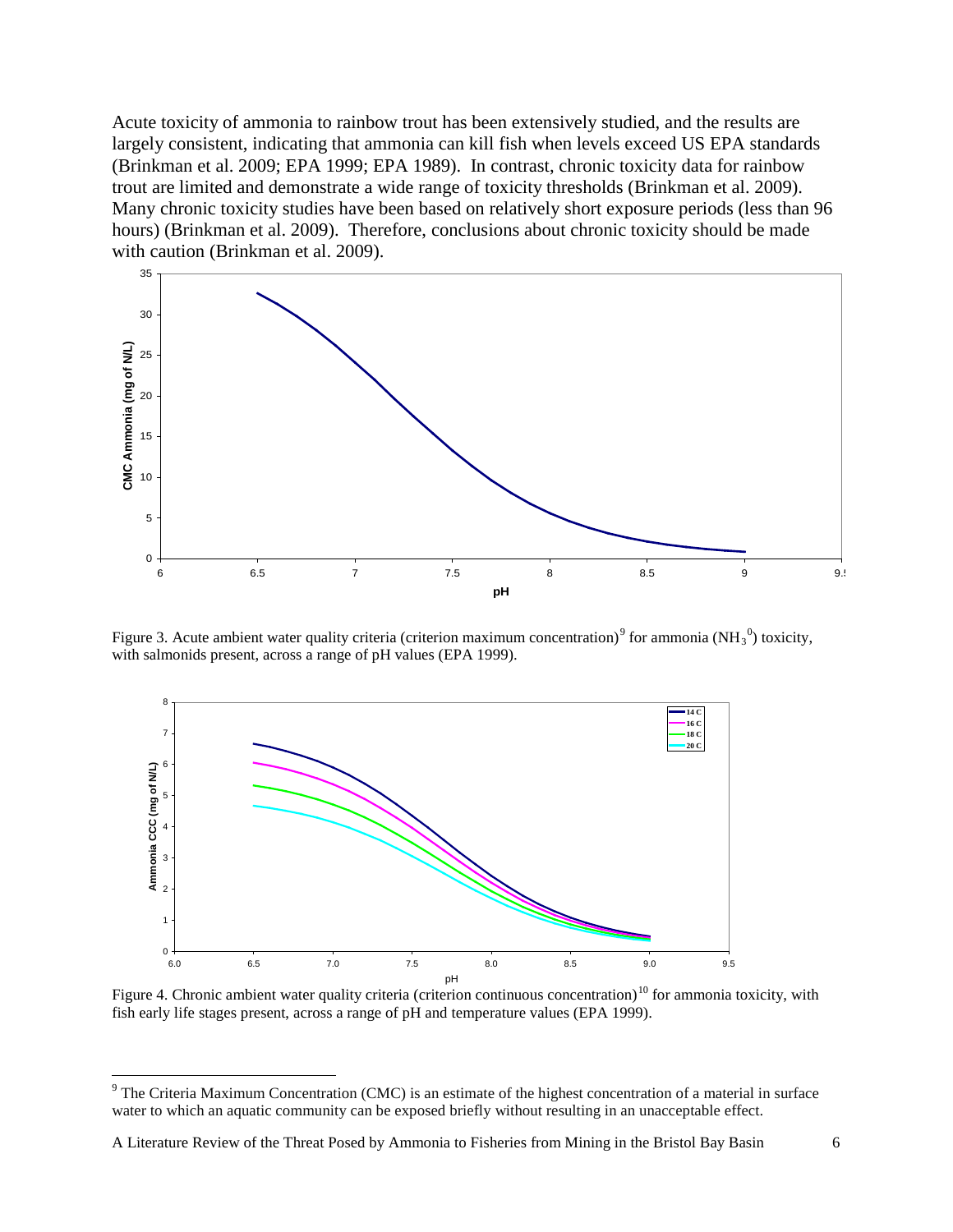Acute toxicity of ammonia to rainbow trout has been extensively studied, and the results are largely consistent, indicating that ammonia can kill fish when levels exceed US EPA standards (Brinkman et al. 2009; EPA 1999; EPA 1989). In contrast, chronic toxicity data for rainbow trout are limited and demonstrate a wide range of toxicity thresholds (Brinkman et al. 2009). Many chronic toxicity studies have been based on relatively short exposure periods (less than 96 hours) (Brinkman et al. 2009). Therefore, conclusions about chronic toxicity should be made with caution (Brinkman et al. 2009).

Figure 3. Acute ambient water quality criteria (criterion maximum concentration)[9] for ammonia ($NH_3^0$) toxicity, with salmonids present, across a range of pH values (EPA 1999).

Figure 4. Chronic ambient water quality criteria (criterion continuous concentration)[10] for ammonia toxicity, with fish early life stages present, across a range of pH and temperature values (EPA 1999).

[9] The Criteria Maximum Concentration (CMC) is an estimate of the highest concentration of a material in surface water to which an aquatic community can be exposed briefly without resulting in an unacceptable effect.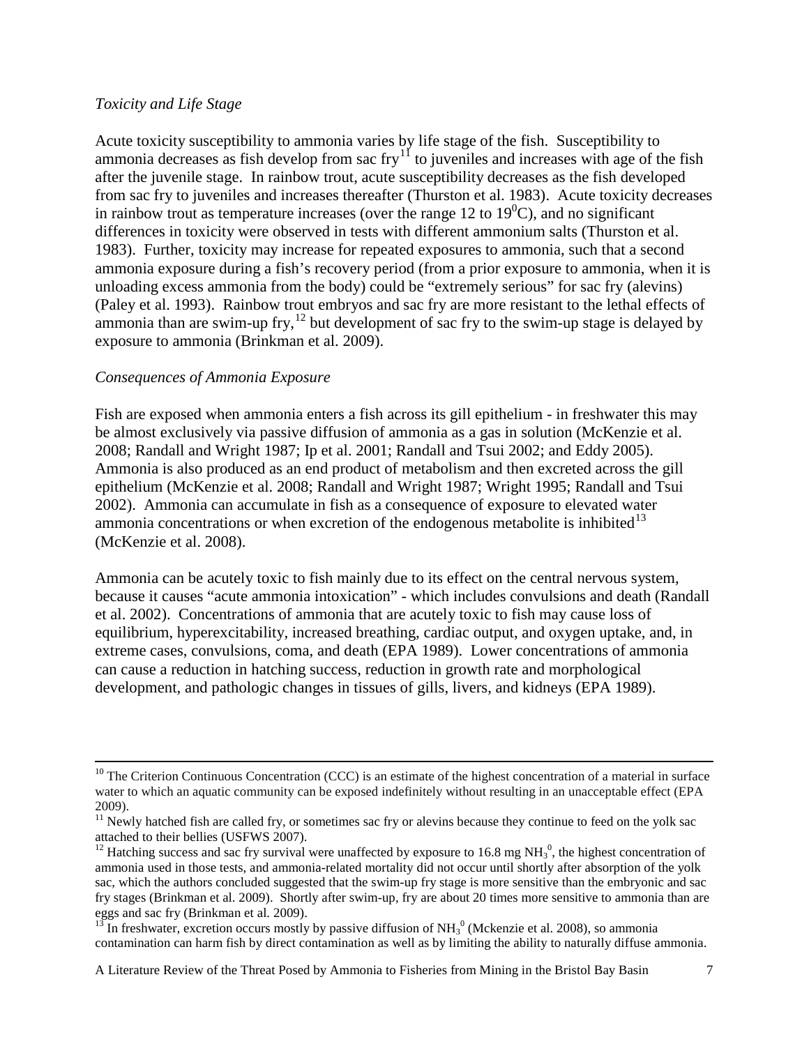*Toxicity and Life Stage*

Acute toxicity susceptibility to ammonia varies by life stage of the fish. Susceptibility to ammonia decreases as fish develop from sac fry[11] to juveniles and increases with age of the fish after the juvenile stage. In rainbow trout, acute susceptibility decreases as the fish developed from sac fry to juveniles and increases thereafter (Thurston et al. 1983). Acute toxicity decreases in rainbow trout as temperature increases (over the range 12 to $19^{0}$C), and no significant differences in toxicity were observed in tests with different ammonium salts (Thurston et al. 1983). Further, toxicity may increase for repeated exposures to ammonia, such that a second ammonia exposure during a fish's recovery period (from a prior exposure to ammonia, when it is unloading excess ammonia from the body) could be "extremely serious" for sac fry (alevins) (Paley et al. 1993). Rainbow trout embryos and sac fry are more resistant to the lethal effects of ammonia than are swim-up fry,[12] but development of sac fry to the swim-up stage is delayed by exposure to ammonia (Brinkman et al. 2009).

*Consequences of Ammonia Exposure*

Fish are exposed when ammonia enters a fish across its gill epithelium - in freshwater this may be almost exclusively via passive diffusion of ammonia as a gas in solution (McKenzie et al. 2008; Randall and Wright 1987; Ip et al. 2001; Randall and Tsui 2002; and Eddy 2005). Ammonia is also produced as an end product of metabolism and then excreted across the gill epithelium (McKenzie et al. 2008; Randall and Wright 1987; Wright 1995; Randall and Tsui 2002). Ammonia can accumulate in fish as a consequence of exposure to elevated water ammonia concentrations or when excretion of the endogenous metabolite is inhibited[13] (McKenzie et al. 2008).

Ammonia can be acutely toxic to fish mainly due to its effect on the central nervous system, because it causes "acute ammonia intoxication" - which includes convulsions and death (Randall et al. 2002). Concentrations of ammonia that are acutely toxic to fish may cause loss of equilibrium, hyperexcitability, increased breathing, cardiac output, and oxygen uptake, and, in extreme cases, convulsions, coma, and death (EPA 1989). Lower concentrations of ammonia can cause a reduction in hatching success, reduction in growth rate and morphological development, and pathologic changes in tissues of gills, livers, and kidneys (EPA 1989).

---

[10] The Criterion Continuous Concentration (CCC) is an estimate of the highest concentration of a material in surface water to which an aquatic community can be exposed indefinitely without resulting in an unacceptable effect (EPA 2009).

[11] Newly hatched fish are called fry, or sometimes sac fry or alevins because they continue to feed on the yolk sac attached to their bellies (USFWS 2007).

[12] Hatching success and sac fry survival were unaffected by exposure to 16.8 mg $NH_3^0$, the highest concentration of ammonia used in those tests, and ammonia-related mortality did not occur until shortly after absorption of the yolk sac, which the authors concluded suggested that the swim-up fry stage is more sensitive than the embryonic and sac fry stages (Brinkman et al. 2009). Shortly after swim-up, fry are about 20 times more sensitive to ammonia than are eggs and sac fry (Brinkman et al. 2009).

[13] In freshwater, excretion occurs mostly by passive diffusion of $NH_3^0$ (Mckenzie et al. 2008), so ammonia contamination can harm fish by direct contamination as well as by limiting the ability to naturally diffuse ammonia.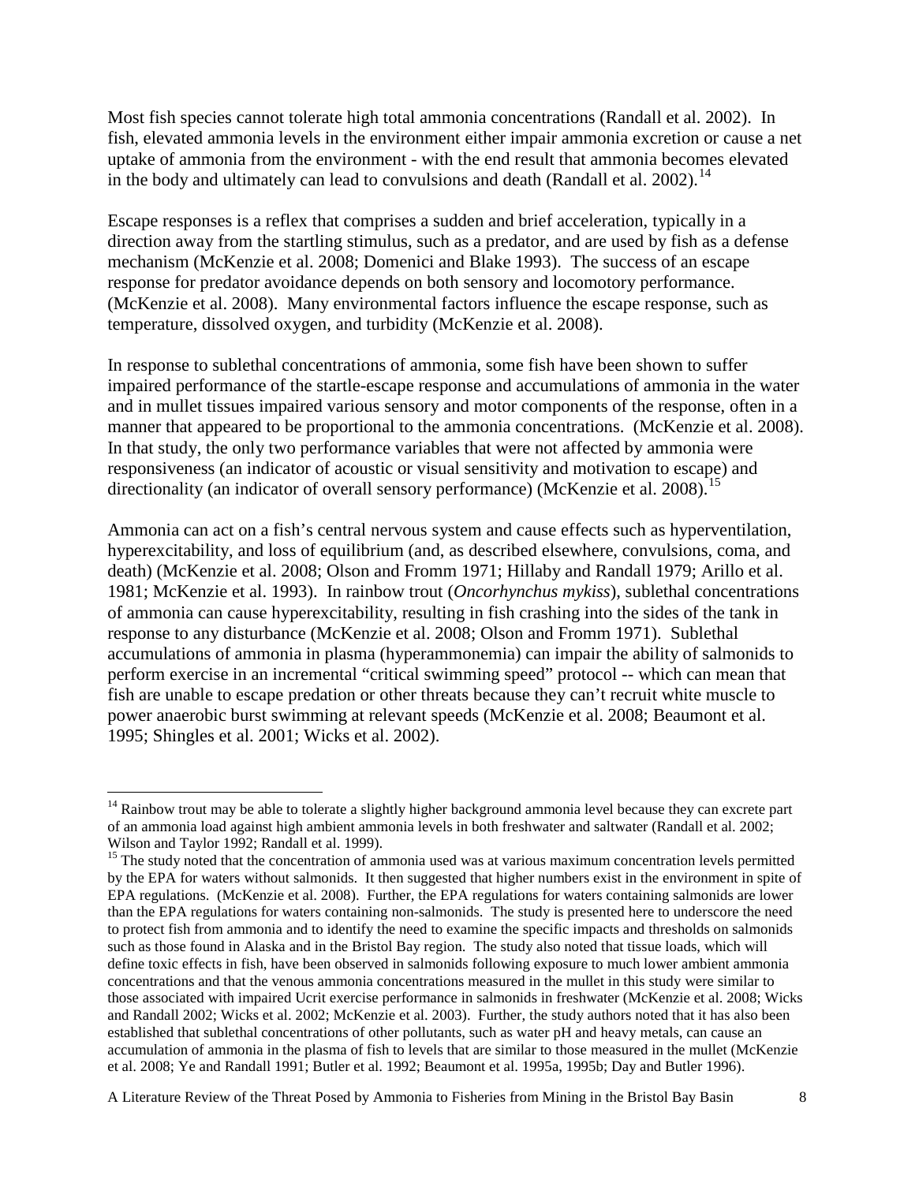Most fish species cannot tolerate high total ammonia concentrations (Randall et al. 2002). In fish, elevated ammonia levels in the environment either impair ammonia excretion or cause a net uptake of ammonia from the environment - with the end result that ammonia becomes elevated in the body and ultimately can lead to convulsions and death (Randall et al. 2002).[14]

Escape responses is a reflex that comprises a sudden and brief acceleration, typically in a direction away from the startling stimulus, such as a predator, and are used by fish as a defense mechanism (McKenzie et al. 2008; Domenici and Blake 1993). The success of an escape response for predator avoidance depends on both sensory and locomotory performance. (McKenzie et al. 2008). Many environmental factors influence the escape response, such as temperature, dissolved oxygen, and turbidity (McKenzie et al. 2008).

In response to sublethal concentrations of ammonia, some fish have been shown to suffer impaired performance of the startle-escape response and accumulations of ammonia in the water and in mullet tissues impaired various sensory and motor components of the response, often in a manner that appeared to be proportional to the ammonia concentrations. (McKenzie et al. 2008). In that study, the only two performance variables that were not affected by ammonia were responsiveness (an indicator of acoustic or visual sensitivity and motivation to escape) and directionality (an indicator of overall sensory performance) (McKenzie et al. 2008).[15]

Ammonia can act on a fish's central nervous system and cause effects such as hyperventilation, hyperexcitability, and loss of equilibrium (and, as described elsewhere, convulsions, coma, and death) (McKenzie et al. 2008; Olson and Fromm 1971; Hillaby and Randall 1979; Arillo et al. 1981; McKenzie et al. 1993). In rainbow trout (*Oncorhynchus mykiss*), sublethal concentrations of ammonia can cause hyperexcitability, resulting in fish crashing into the sides of the tank in response to any disturbance (McKenzie et al. 2008; Olson and Fromm 1971). Sublethal accumulations of ammonia in plasma (hyperammonemia) can impair the ability of salmonids to perform exercise in an incremental "critical swimming speed" protocol -- which can mean that fish are unable to escape predation or other threats because they can't recruit white muscle to power anaerobic burst swimming at relevant speeds (McKenzie et al. 2008; Beaumont et al. 1995; Shingles et al. 2001; Wicks et al. 2002).

---

[14] Rainbow trout may be able to tolerate a slightly higher background ammonia level because they can excrete part of an ammonia load against high ambient ammonia levels in both freshwater and saltwater (Randall et al. 2002; Wilson and Taylor 1992; Randall et al. 1999).

[15] The study noted that the concentration of ammonia used was at various maximum concentration levels permitted by the EPA for waters without salmonids. It then suggested that higher numbers exist in the environment in spite of EPA regulations. (McKenzie et al. 2008). Further, the EPA regulations for waters containing salmonids are lower than the EPA regulations for waters containing non-salmonids. The study is presented here to underscore the need to protect fish from ammonia and to identify the need to examine the specific impacts and thresholds on salmonids such as those found in Alaska and in the Bristol Bay region. The study also noted that tissue loads, which will define toxic effects in fish, have been observed in salmonids following exposure to much lower ambient ammonia concentrations and that the venous ammonia concentrations measured in the mullet in this study were similar to those associated with impaired Ucrit exercise performance in salmonids in freshwater (McKenzie et al. 2008; Wicks and Randall 2002; Wicks et al. 2002; McKenzie et al. 2003). Further, the study authors noted that it has also been established that sublethal concentrations of other pollutants, such as water pH and heavy metals, can cause an accumulation of ammonia in the plasma of fish to levels that are similar to those measured in the mullet (McKenzie et al. 2008; Ye and Randall 1991; Butler et al. 1992; Beaumont et al. 1995a, 1995b; Day and Butler 1996).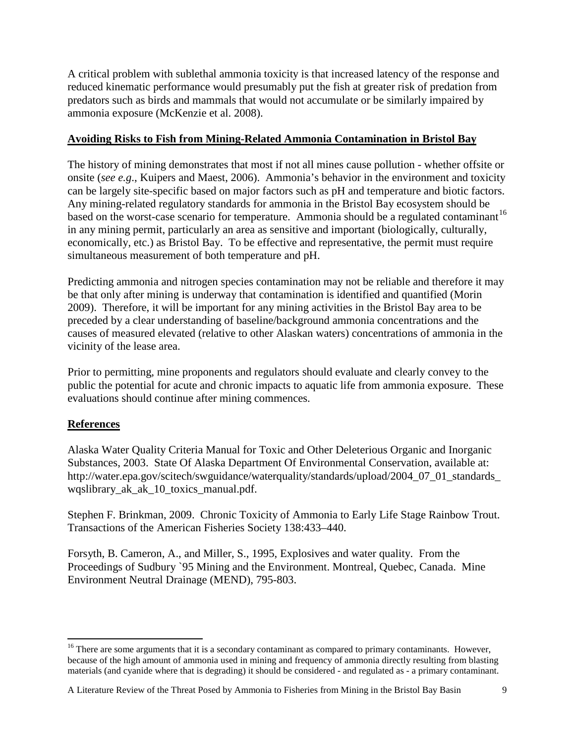A critical problem with sublethal ammonia toxicity is that increased latency of the response and reduced kinematic performance would presumably put the fish at greater risk of predation from predators such as birds and mammals that would not accumulate or be similarly impaired by ammonia exposure (McKenzie et al. 2008).

## Avoiding Risks to Fish from Mining-Related Ammonia Contamination in Bristol Bay

The history of mining demonstrates that most if not all mines cause pollution - whether offsite or onsite (*see e.g*., Kuipers and Maest, 2006). Ammonia's behavior in the environment and toxicity can be largely site-specific based on major factors such as pH and temperature and biotic factors. Any mining-related regulatory standards for ammonia in the Bristol Bay ecosystem should be based on the worst-case scenario for temperature. Ammonia should be a regulated contaminant[16] in any mining permit, particularly an area as sensitive and important (biologically, culturally, economically, etc.) as Bristol Bay. To be effective and representative, the permit must require simultaneous measurement of both temperature and pH.

Predicting ammonia and nitrogen species contamination may not be reliable and therefore it may be that only after mining is underway that contamination is identified and quantified (Morin 2009). Therefore, it will be important for any mining activities in the Bristol Bay area to be preceded by a clear understanding of baseline/background ammonia concentrations and the causes of measured elevated (relative to other Alaskan waters) concentrations of ammonia in the vicinity of the lease area.

Prior to permitting, mine proponents and regulators should evaluate and clearly convey to the public the potential for acute and chronic impacts to aquatic life from ammonia exposure. These evaluations should continue after mining commences.

## References

Alaska Water Quality Criteria Manual for Toxic and Other Deleterious Organic and Inorganic Substances, 2003. State Of Alaska Department Of Environmental Conservation, available at: http://water.epa.gov/scitech/swguidance/waterquality/standards/upload/2004_07_01_standards_wqslibrary_ak_ak_10_toxics_manual.pdf.

Stephen F. Brinkman, 2009. Chronic Toxicity of Ammonia to Early Life Stage Rainbow Trout. Transactions of the American Fisheries Society 138:433–440.

Forsyth, B. Cameron, A., and Miller, S., 1995, Explosives and water quality. From the Proceedings of Sudbury `95 Mining and the Environment. Montreal, Quebec, Canada. Mine Environment Neutral Drainage (MEND), 795-803.

---

[16] There are some arguments that it is a secondary contaminant as compared to primary contaminants. However, because of the high amount of ammonia used in mining and frequency of ammonia directly resulting from blasting materials (and cyanide where that is degrading) it should be considered - and regulated as - a primary contaminant.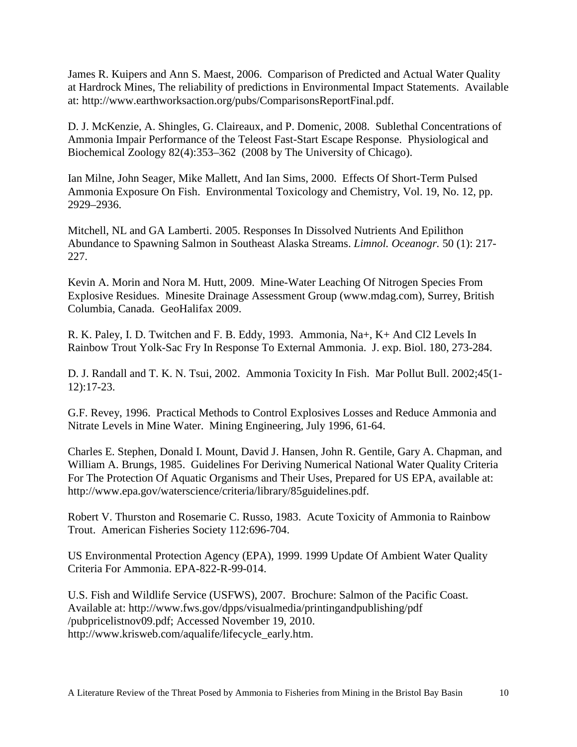James R. Kuipers and Ann S. Maest, 2006. Comparison of Predicted and Actual Water Quality at Hardrock Mines, The reliability of predictions in Environmental Impact Statements. Available at: http://www.earthworksaction.org/pubs/ComparisonsReportFinal.pdf.

D. J. McKenzie, A. Shingles, G. Claireaux, and P. Domenic, 2008. Sublethal Concentrations of Ammonia Impair Performance of the Teleost Fast-Start Escape Response. Physiological and Biochemical Zoology 82(4):353–362 (2008 by The University of Chicago).

Ian Milne, John Seager, Mike Mallett, And Ian Sims, 2000. Effects Of Short-Term Pulsed Ammonia Exposure On Fish. Environmental Toxicology and Chemistry, Vol. 19, No. 12, pp. 2929–2936.

Mitchell, NL and GA Lamberti. 2005. Responses In Dissolved Nutrients And Epilithon Abundance to Spawning Salmon in Southeast Alaska Streams. *Limnol. Oceanogr.* 50 (1): 217-227.

Kevin A. Morin and Nora M. Hutt, 2009. Mine-Water Leaching Of Nitrogen Species From Explosive Residues. Minesite Drainage Assessment Group (www.mdag.com), Surrey, British Columbia, Canada. GeoHalifax 2009.

R. K. Paley, I. D. Twitchen and F. B. Eddy, 1993. Ammonia, Na+, K+ And Cl2 Levels In Rainbow Trout Yolk-Sac Fry In Response To External Ammonia. J. exp. Biol. 180, 273-284.

D. J. Randall and T. K. N. Tsui, 2002. Ammonia Toxicity In Fish. Mar Pollut Bull. 2002;45(1-12):17-23.

G.F. Revey, 1996. Practical Methods to Control Explosives Losses and Reduce Ammonia and Nitrate Levels in Mine Water. Mining Engineering, July 1996, 61-64.

Charles E. Stephen, Donald I. Mount, David J. Hansen, John R. Gentile, Gary A. Chapman, and William A. Brungs, 1985. Guidelines For Deriving Numerical National Water Quality Criteria For The Protection Of Aquatic Organisms and Their Uses, Prepared for US EPA, available at: http://www.epa.gov/waterscience/criteria/library/85guidelines.pdf.

Robert V. Thurston and Rosemarie C. Russo, 1983. Acute Toxicity of Ammonia to Rainbow Trout. American Fisheries Society 112:696-704.

US Environmental Protection Agency (EPA), 1999. 1999 Update Of Ambient Water Quality Criteria For Ammonia. EPA-822-R-99-014.

U.S. Fish and Wildlife Service (USFWS), 2007. Brochure: Salmon of the Pacific Coast. Available at: http://www.fws.gov/dpps/visualmedia/printingandpublishing/pdf /pubpricelistnov09.pdf; Accessed November 19, 2010. http://www.krisweb.com/aqualife/lifecycle_early.htm.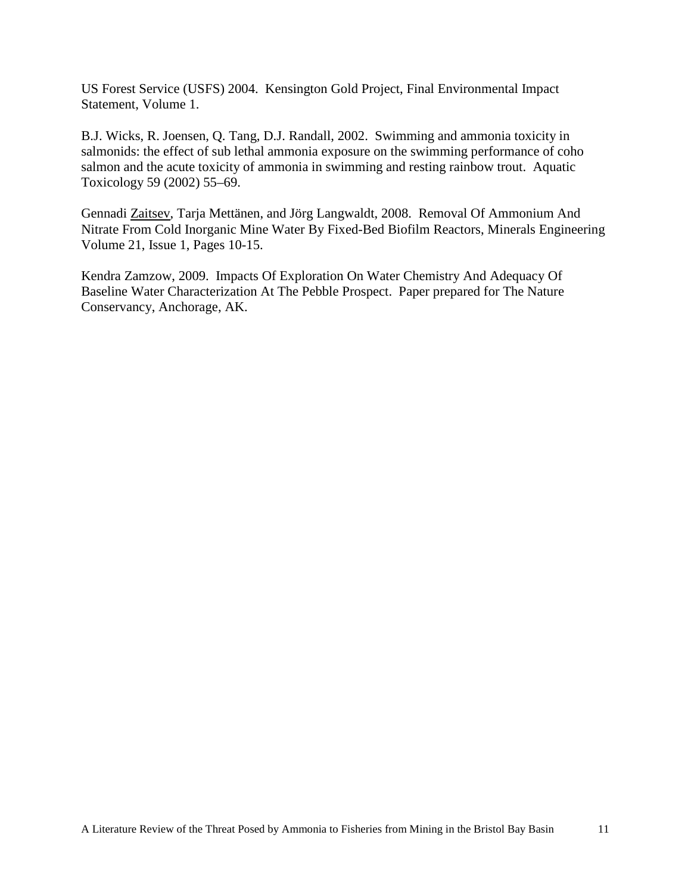US Forest Service (USFS) 2004. Kensington Gold Project, Final Environmental Impact Statement, Volume 1.

B.J. Wicks, R. Joensen, Q. Tang, D.J. Randall, 2002. Swimming and ammonia toxicity in salmonids: the effect of sub lethal ammonia exposure on the swimming performance of coho salmon and the acute toxicity of ammonia in swimming and resting rainbow trout. Aquatic Toxicology 59 (2002) 55–69.

Gennadi Zaitsev, Tarja Mettänen, and Jörg Langwaldt, 2008. Removal Of Ammonium And Nitrate From Cold Inorganic Mine Water By Fixed-Bed Biofilm Reactors, Minerals Engineering Volume 21, Issue 1, Pages 10-15.

Kendra Zamzow, 2009. Impacts Of Exploration On Water Chemistry And Adequacy Of Baseline Water Characterization At The Pebble Prospect. Paper prepared for The Nature Conservancy, Anchorage, AK.